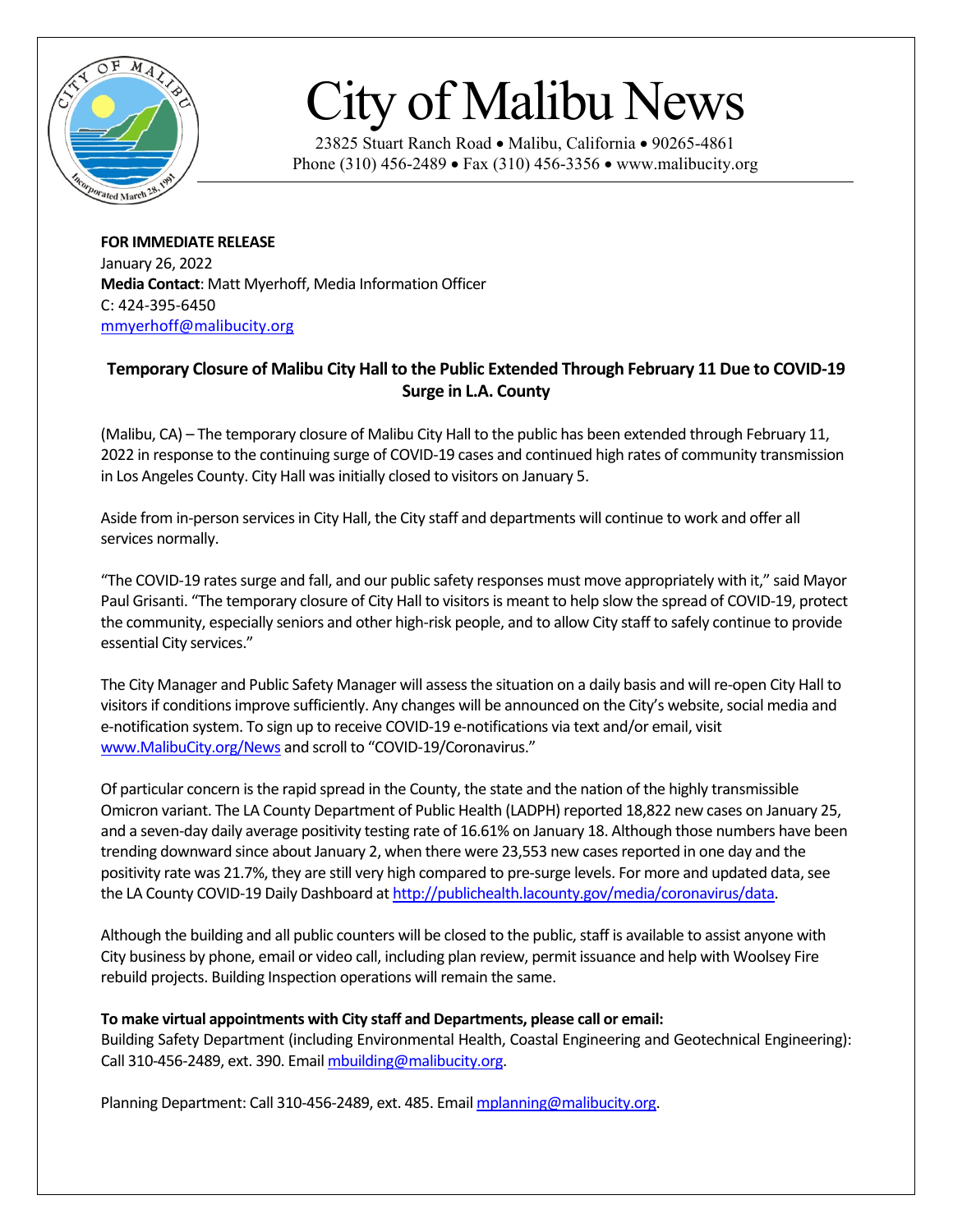# City of Malibu News

23825 Stuart Ranch Road • Malibu, California • 90265-4861
Phone (310) 456-2489 • Fax (310) 456-3356 • www.malibucity.org

**FOR IMMEDIATE RELEASE**
January 26, 2022
**Media Contact**: Matt Myerhoff, Media Information Officer
C: 424-395-6450
mmyerhoff@malibucity.org

## Temporary Closure of Malibu City Hall to the Public Extended Through February 11 Due to COVID-19 Surge in L.A. County

(Malibu, CA) – The temporary closure of Malibu City Hall to the public has been extended through February 11, 2022 in response to the continuing surge of COVID-19 cases and continued high rates of community transmission in Los Angeles County. City Hall was initially closed to visitors on January 5.

Aside from in-person services in City Hall, the City staff and departments will continue to work and offer all services normally.

"The COVID-19 rates surge and fall, and our public safety responses must move appropriately with it," said Mayor Paul Grisanti. "The temporary closure of City Hall to visitors is meant to help slow the spread of COVID-19, protect the community, especially seniors and other high-risk people, and to allow City staff to safely continue to provide essential City services."

The City Manager and Public Safety Manager will assess the situation on a daily basis and will re-open City Hall to visitors if conditions improve sufficiently. Any changes will be announced on the City's website, social media and e-notification system. To sign up to receive COVID-19 e-notifications via text and/or email, visit www.MalibuCity.org/News and scroll to "COVID-19/Coronavirus."

Of particular concern is the rapid spread in the County, the state and the nation of the highly transmissible Omicron variant. The LA County Department of Public Health (LADPH) reported 18,822 new cases on January 25, and a seven-day daily average positivity testing rate of 16.61% on January 18. Although those numbers have been trending downward since about January 2, when there were 23,553 new cases reported in one day and the positivity rate was 21.7%, they are still very high compared to pre-surge levels. For more and updated data, see the LA County COVID-19 Daily Dashboard at http://publichealth.lacounty.gov/media/coronavirus/data.

Although the building and all public counters will be closed to the public, staff is available to assist anyone with City business by phone, email or video call, including plan review, permit issuance and help with Woolsey Fire rebuild projects. Building Inspection operations will remain the same.

**To make virtual appointments with City staff and Departments, please call or email:**
Building Safety Department (including Environmental Health, Coastal Engineering and Geotechnical Engineering): Call 310-456-2489, ext. 390. Email mbuilding@malibucity.org.

Planning Department: Call 310-456-2489, ext. 485. Email mplanning@malibucity.org.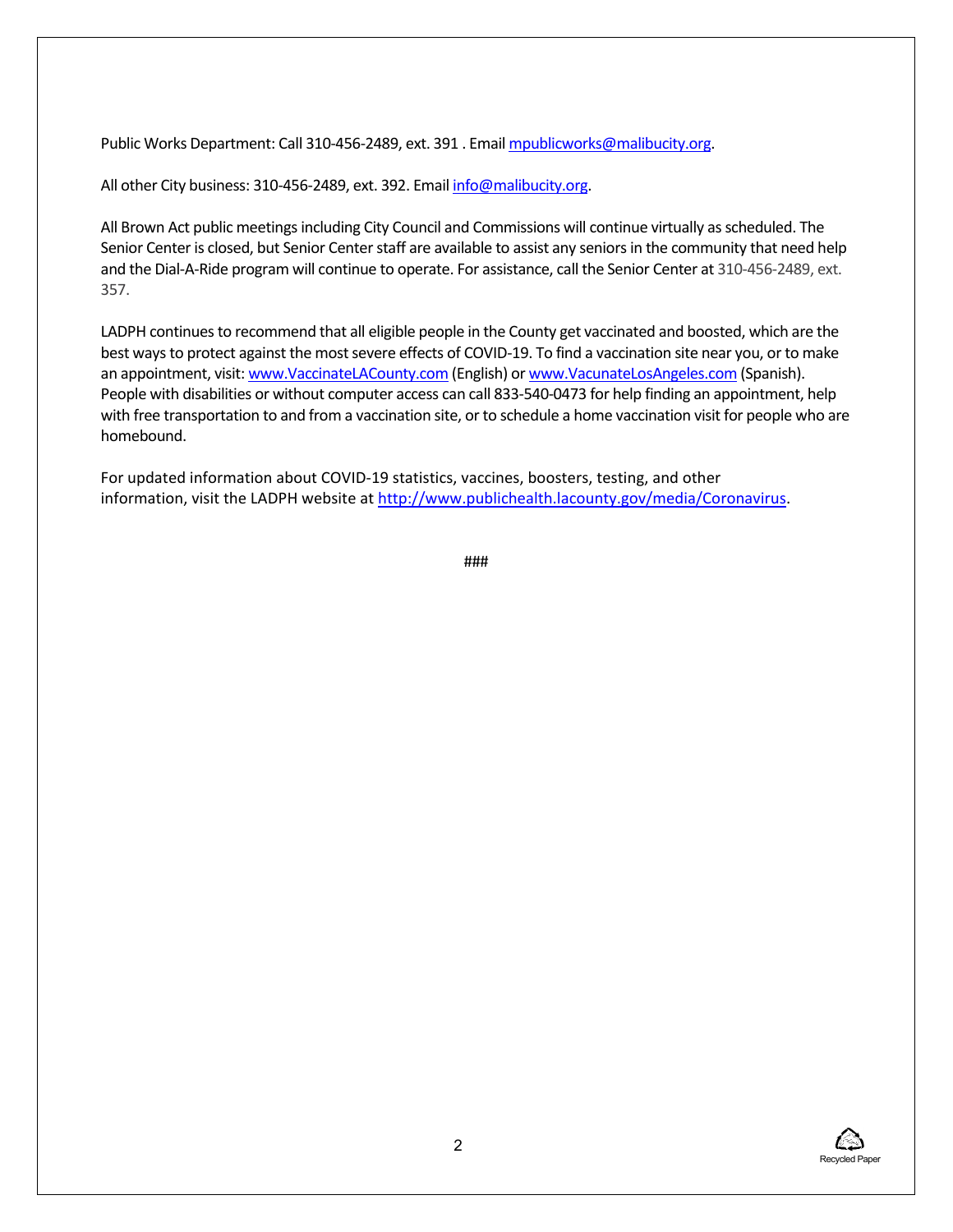Public Works Department: Call 310-456-2489, ext. 391 . Email mpublicworks@malibucity.org.

All other City business: 310-456-2489, ext. 392. Email info@malibucity.org.

All Brown Act public meetings including City Council and Commissions will continue virtually as scheduled. The Senior Center is closed, but Senior Center staff are available to assist any seniors in the community that need help and the Dial-A-Ride program will continue to operate. For assistance, call the Senior Center at 310-456-2489, ext. 357.

LADPH continues to recommend that all eligible people in the County get vaccinated and boosted, which are the best ways to protect against the most severe effects of COVID-19. To find a vaccination site near you, or to make an appointment, visit: www.VaccinateLACounty.com (English) or www.VacunateLosAngeles.com (Spanish). People with disabilities or without computer access can call 833-540-0473 for help finding an appointment, help with free transportation to and from a vaccination site, or to schedule a home vaccination visit for people who are homebound.

For updated information about COVID-19 statistics, vaccines, boosters, testing, and other information, visit the LADPH website at http://www.publichealth.lacounty.gov/media/Coronavirus.

###

Recycled Paper